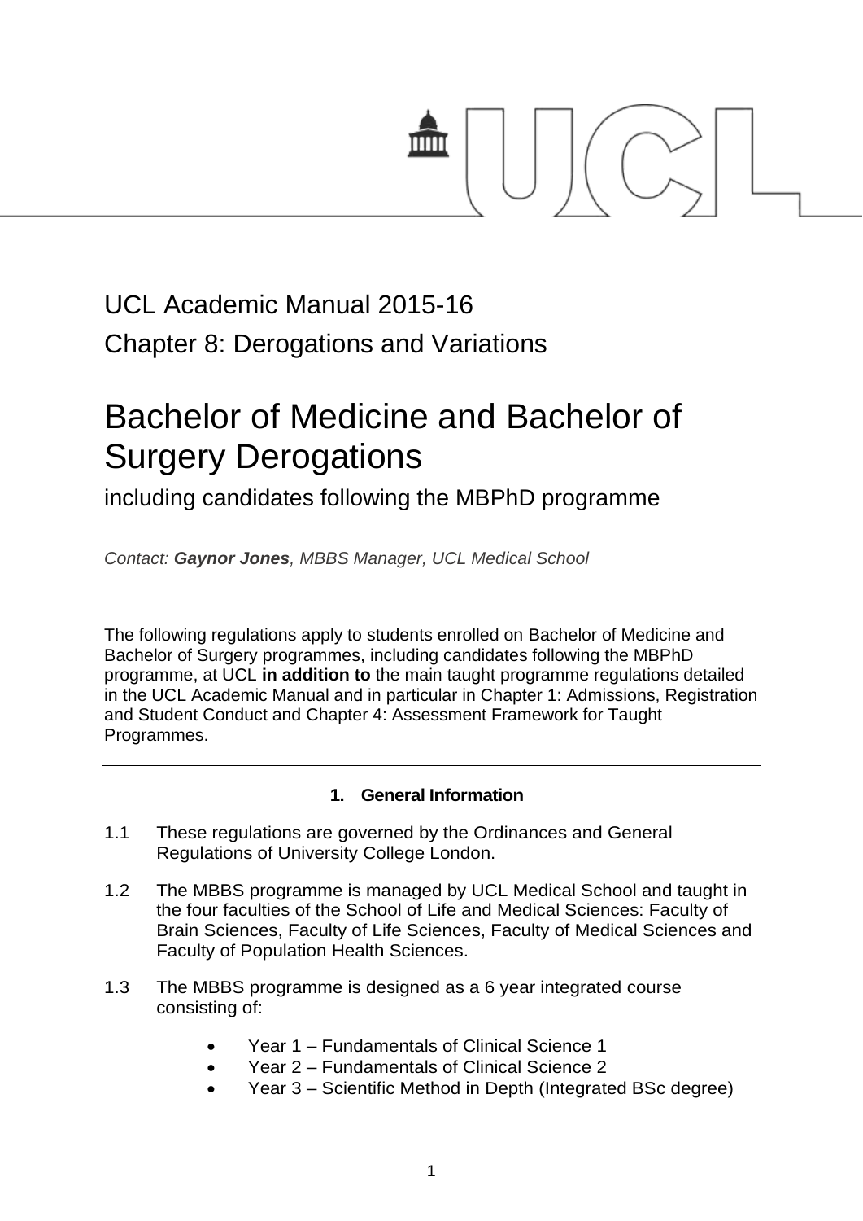UCL Academic Manual 2015-16

Chapter 8: Derogations and Variations

# Bachelor of Medicine and Bachelor of Surgery Derogations

including candidates following the MBPhD programme

*Contact: **Gaynor Jones**, MBBS Manager, UCL Medical School*

---

The following regulations apply to students enrolled on Bachelor of Medicine and Bachelor of Surgery programmes, including candidates following the MBPhD programme, at UCL **in addition to** the main taught programme regulations detailed in the UCL Academic Manual and in particular in Chapter 1: Admissions, Registration and Student Conduct and Chapter 4: Assessment Framework for Taught Programmes.

---

## 1. General Information

1.1 These regulations are governed by the Ordinances and General Regulations of University College London.

1.2 The MBBS programme is managed by UCL Medical School and taught in the four faculties of the School of Life and Medical Sciences: Faculty of Brain Sciences, Faculty of Life Sciences, Faculty of Medical Sciences and Faculty of Population Health Sciences.

1.3 The MBBS programme is designed as a 6 year integrated course consisting of:

- Year 1 – Fundamentals of Clinical Science 1
- Year 2 – Fundamentals of Clinical Science 2
- Year 3 – Scientific Method in Depth (Integrated BSc degree)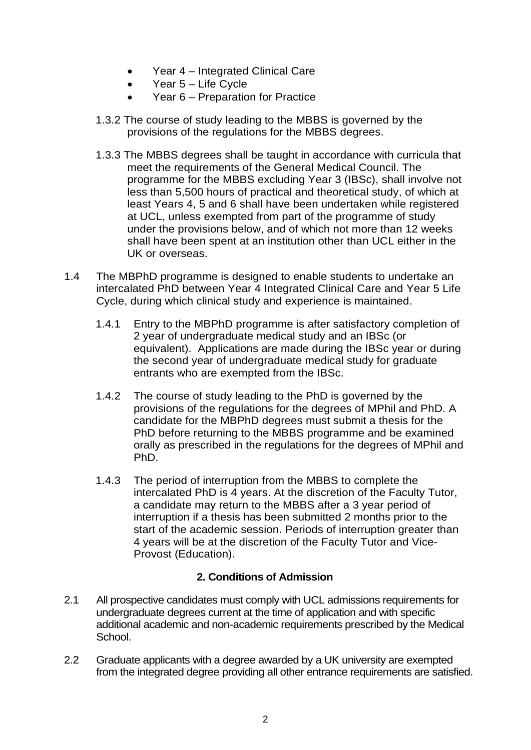- Year 4 – Integrated Clinical Care
- Year 5 – Life Cycle
- Year 6 – Preparation for Practice

1.3.2 The course of study leading to the MBBS is governed by the provisions of the regulations for the MBBS degrees.

1.3.3 The MBBS degrees shall be taught in accordance with curricula that meet the requirements of the General Medical Council. The programme for the MBBS excluding Year 3 (IBSc), shall involve not less than 5,500 hours of practical and theoretical study, of which at least Years 4, 5 and 6 shall have been undertaken while registered at UCL, unless exempted from part of the programme of study under the provisions below, and of which not more than 12 weeks shall have been spent at an institution other than UCL either in the UK or overseas.

1.4 The MBPhD programme is designed to enable students to undertake an intercalated PhD between Year 4 Integrated Clinical Care and Year 5 Life Cycle, during which clinical study and experience is maintained.

1.4.1 Entry to the MBPhD programme is after satisfactory completion of 2 year of undergraduate medical study and an IBSc (or equivalent). Applications are made during the IBSc year or during the second year of undergraduate medical study for graduate entrants who are exempted from the IBSc.

1.4.2 The course of study leading to the PhD is governed by the provisions of the regulations for the degrees of MPhil and PhD. A candidate for the MBPhD degrees must submit a thesis for the PhD before returning to the MBBS programme and be examined orally as prescribed in the regulations for the degrees of MPhil and PhD.

1.4.3 The period of interruption from the MBBS to complete the intercalated PhD is 4 years. At the discretion of the Faculty Tutor, a candidate may return to the MBBS after a 3 year period of interruption if a thesis has been submitted 2 months prior to the start of the academic session. Periods of interruption greater than 4 years will be at the discretion of the Faculty Tutor and Vice-Provost (Education).

## 2. Conditions of Admission

2.1 All prospective candidates must comply with UCL admissions requirements for undergraduate degrees current at the time of application and with specific additional academic and non-academic requirements prescribed by the Medical School.

2.2 Graduate applicants with a degree awarded by a UK university are exempted from the integrated degree providing all other entrance requirements are satisfied.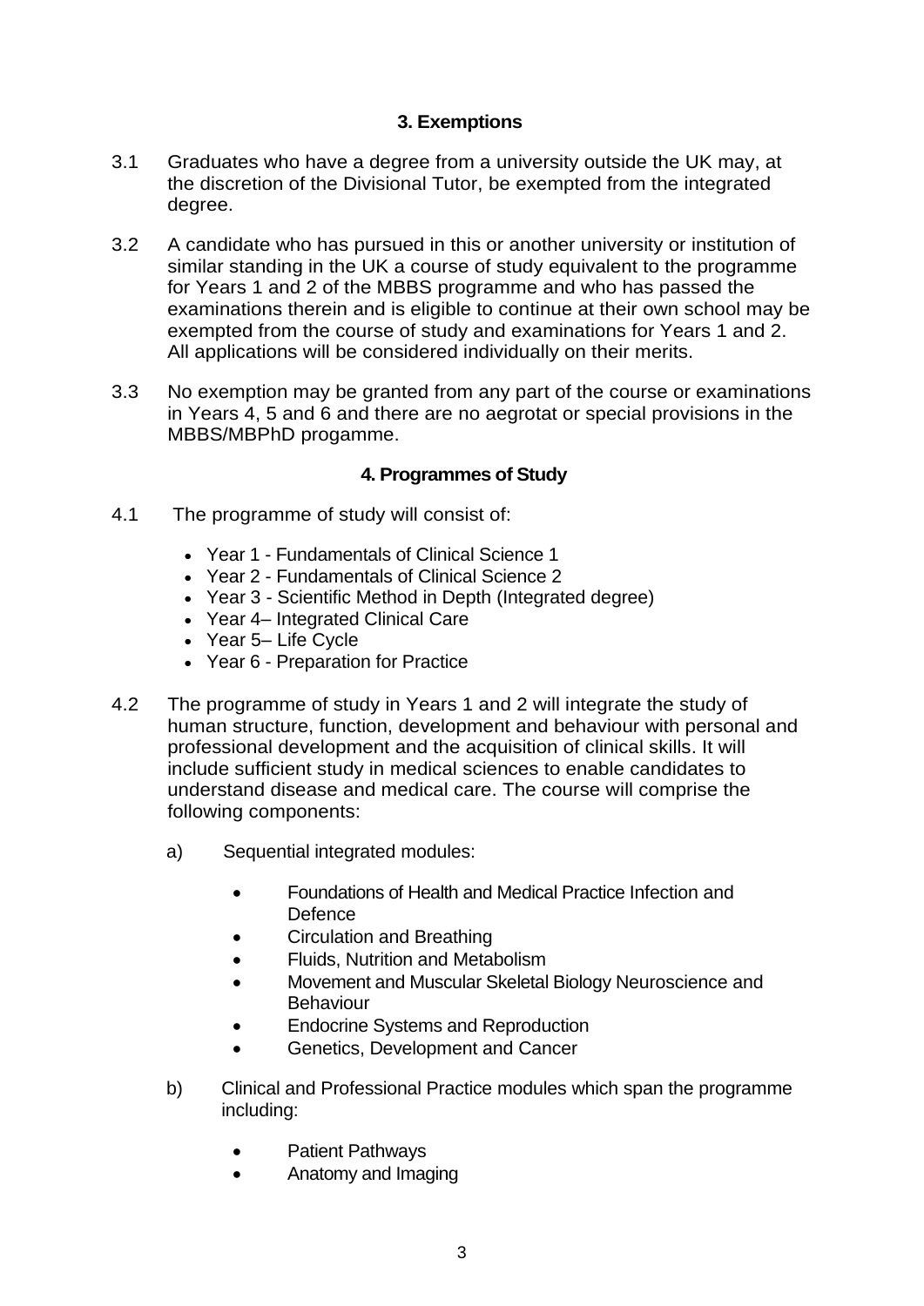## 3. Exemptions

3.1 Graduates who have a degree from a university outside the UK may, at the discretion of the Divisional Tutor, be exempted from the integrated degree.

3.2 A candidate who has pursued in this or another university or institution of similar standing in the UK a course of study equivalent to the programme for Years 1 and 2 of the MBBS programme and who has passed the examinations therein and is eligible to continue at their own school may be exempted from the course of study and examinations for Years 1 and 2. All applications will be considered individually on their merits.

3.3 No exemption may be granted from any part of the course or examinations in Years 4, 5 and 6 and there are no aegrotat or special provisions in the MBBS/MBPhD progamme.

## 4. Programmes of Study

4.1 The programme of study will consist of:

- Year 1 - Fundamentals of Clinical Science 1
- Year 2 - Fundamentals of Clinical Science 2
- Year 3 - Scientific Method in Depth (Integrated degree)
- Year 4– Integrated Clinical Care
- Year 5– Life Cycle
- Year 6 - Preparation for Practice

4.2 The programme of study in Years 1 and 2 will integrate the study of human structure, function, development and behaviour with personal and professional development and the acquisition of clinical skills. It will include sufficient study in medical sciences to enable candidates to understand disease and medical care. The course will comprise the following components:

a) Sequential integrated modules:

- Foundations of Health and Medical Practice Infection and Defence
- Circulation and Breathing
- Fluids, Nutrition and Metabolism
- Movement and Muscular Skeletal Biology Neuroscience and Behaviour
- Endocrine Systems and Reproduction
- Genetics, Development and Cancer

b) Clinical and Professional Practice modules which span the programme including:

- Patient Pathways
- Anatomy and Imaging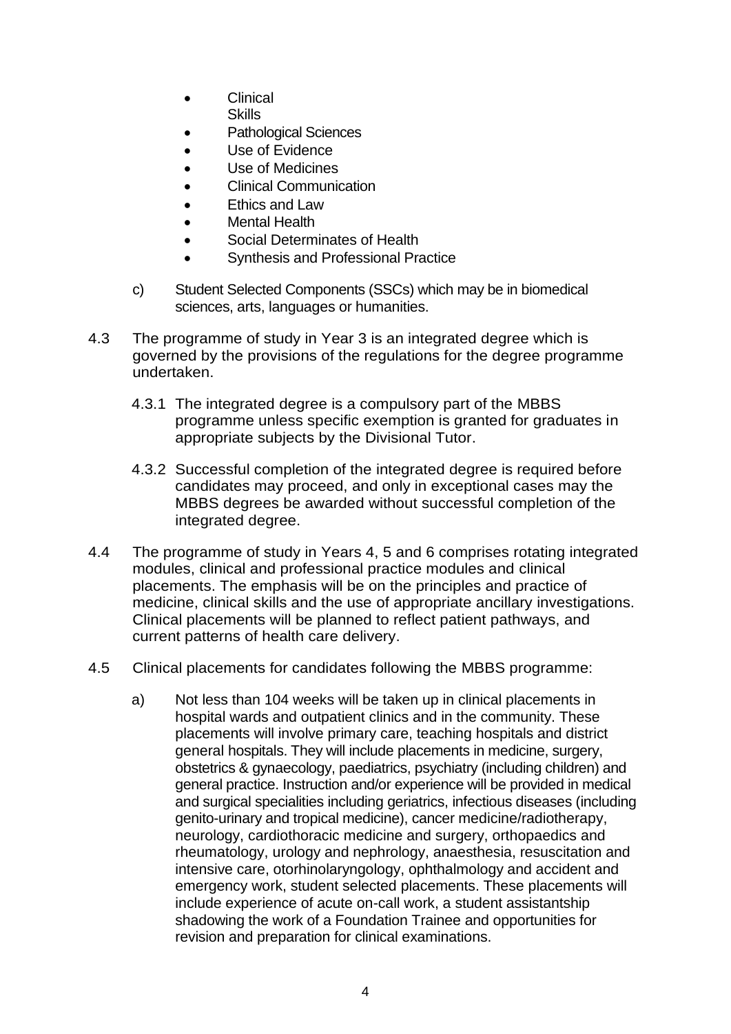- Clinical Skills
- Pathological Sciences
- Use of Evidence
- Use of Medicines
- Clinical Communication
- Ethics and Law
- Mental Health
- Social Determinates of Health
- Synthesis and Professional Practice

c) Student Selected Components (SSCs) which may be in biomedical sciences, arts, languages or humanities.

4.3 The programme of study in Year 3 is an integrated degree which is governed by the provisions of the regulations for the degree programme undertaken.

4.3.1 The integrated degree is a compulsory part of the MBBS programme unless specific exemption is granted for graduates in appropriate subjects by the Divisional Tutor.

4.3.2 Successful completion of the integrated degree is required before candidates may proceed, and only in exceptional cases may the MBBS degrees be awarded without successful completion of the integrated degree.

4.4 The programme of study in Years 4, 5 and 6 comprises rotating integrated modules, clinical and professional practice modules and clinical placements. The emphasis will be on the principles and practice of medicine, clinical skills and the use of appropriate ancillary investigations. Clinical placements will be planned to reflect patient pathways, and current patterns of health care delivery.

4.5 Clinical placements for candidates following the MBBS programme:

a) Not less than 104 weeks will be taken up in clinical placements in hospital wards and outpatient clinics and in the community. These placements will involve primary care, teaching hospitals and district general hospitals. They will include placements in medicine, surgery, obstetrics & gynaecology, paediatrics, psychiatry (including children) and general practice. Instruction and/or experience will be provided in medical and surgical specialities including geriatrics, infectious diseases (including genito-urinary and tropical medicine), cancer medicine/radiotherapy, neurology, cardiothoracic medicine and surgery, orthopaedics and rheumatology, urology and nephrology, anaesthesia, resuscitation and intensive care, otorhinolaryngology, ophthalmology and accident and emergency work, student selected placements. These placements will include experience of acute on-call work, a student assistantship shadowing the work of a Foundation Trainee and opportunities for revision and preparation for clinical examinations.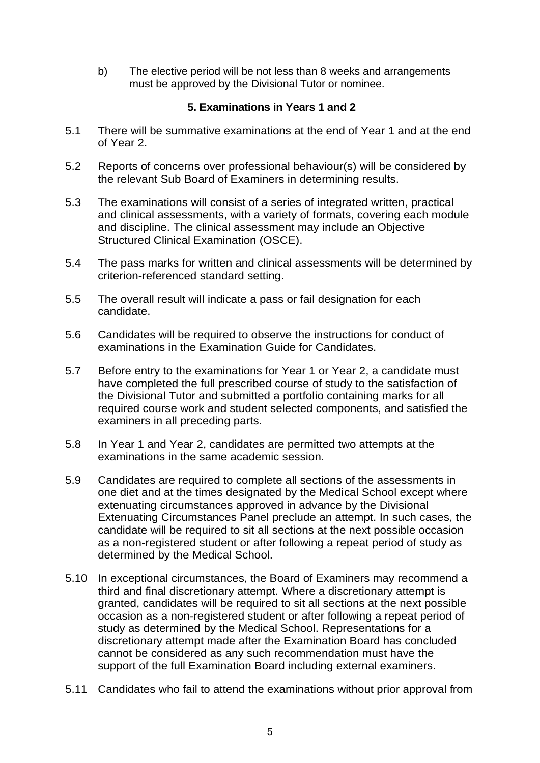b) The elective period will be not less than 8 weeks and arrangements must be approved by the Divisional Tutor or nominee.

## 5. Examinations in Years 1 and 2

5.1 There will be summative examinations at the end of Year 1 and at the end of Year 2.

5.2 Reports of concerns over professional behaviour(s) will be considered by the relevant Sub Board of Examiners in determining results.

5.3 The examinations will consist of a series of integrated written, practical and clinical assessments, with a variety of formats, covering each module and discipline. The clinical assessment may include an Objective Structured Clinical Examination (OSCE).

5.4 The pass marks for written and clinical assessments will be determined by criterion-referenced standard setting.

5.5 The overall result will indicate a pass or fail designation for each candidate.

5.6 Candidates will be required to observe the instructions for conduct of examinations in the Examination Guide for Candidates.

5.7 Before entry to the examinations for Year 1 or Year 2, a candidate must have completed the full prescribed course of study to the satisfaction of the Divisional Tutor and submitted a portfolio containing marks for all required course work and student selected components, and satisfied the examiners in all preceding parts.

5.8 In Year 1 and Year 2, candidates are permitted two attempts at the examinations in the same academic session.

5.9 Candidates are required to complete all sections of the assessments in one diet and at the times designated by the Medical School except where extenuating circumstances approved in advance by the Divisional Extenuating Circumstances Panel preclude an attempt. In such cases, the candidate will be required to sit all sections at the next possible occasion as a non-registered student or after following a repeat period of study as determined by the Medical School.

5.10 In exceptional circumstances, the Board of Examiners may recommend a third and final discretionary attempt. Where a discretionary attempt is granted, candidates will be required to sit all sections at the next possible occasion as a non-registered student or after following a repeat period of study as determined by the Medical School. Representations for a discretionary attempt made after the Examination Board has concluded cannot be considered as any such recommendation must have the support of the full Examination Board including external examiners.

5.11 Candidates who fail to attend the examinations without prior approval from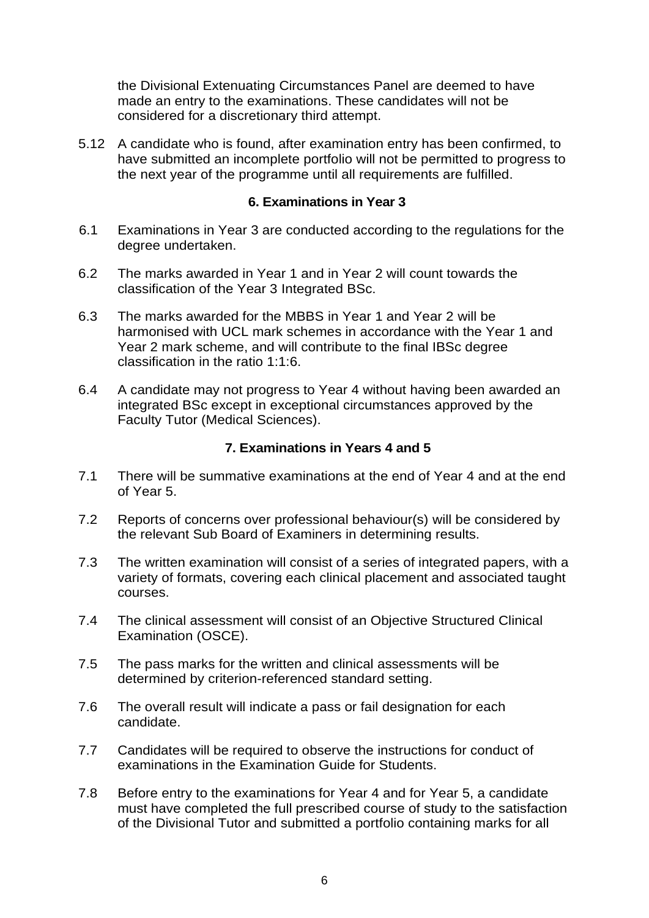the Divisional Extenuating Circumstances Panel are deemed to have made an entry to the examinations. These candidates will not be considered for a discretionary third attempt.

5.12 A candidate who is found, after examination entry has been confirmed, to have submitted an incomplete portfolio will not be permitted to progress to the next year of the programme until all requirements are fulfilled.

## 6. Examinations in Year 3

6.1 Examinations in Year 3 are conducted according to the regulations for the degree undertaken.

6.2 The marks awarded in Year 1 and in Year 2 will count towards the classification of the Year 3 Integrated BSc.

6.3 The marks awarded for the MBBS in Year 1 and Year 2 will be harmonised with UCL mark schemes in accordance with the Year 1 and Year 2 mark scheme, and will contribute to the final IBSc degree classification in the ratio 1:1:6.

6.4 A candidate may not progress to Year 4 without having been awarded an integrated BSc except in exceptional circumstances approved by the Faculty Tutor (Medical Sciences).

## 7. Examinations in Years 4 and 5

7.1 There will be summative examinations at the end of Year 4 and at the end of Year 5.

7.2 Reports of concerns over professional behaviour(s) will be considered by the relevant Sub Board of Examiners in determining results.

7.3 The written examination will consist of a series of integrated papers, with a variety of formats, covering each clinical placement and associated taught courses.

7.4 The clinical assessment will consist of an Objective Structured Clinical Examination (OSCE).

7.5 The pass marks for the written and clinical assessments will be determined by criterion-referenced standard setting.

7.6 The overall result will indicate a pass or fail designation for each candidate.

7.7 Candidates will be required to observe the instructions for conduct of examinations in the Examination Guide for Students.

7.8 Before entry to the examinations for Year 4 and for Year 5, a candidate must have completed the full prescribed course of study to the satisfaction of the Divisional Tutor and submitted a portfolio containing marks for all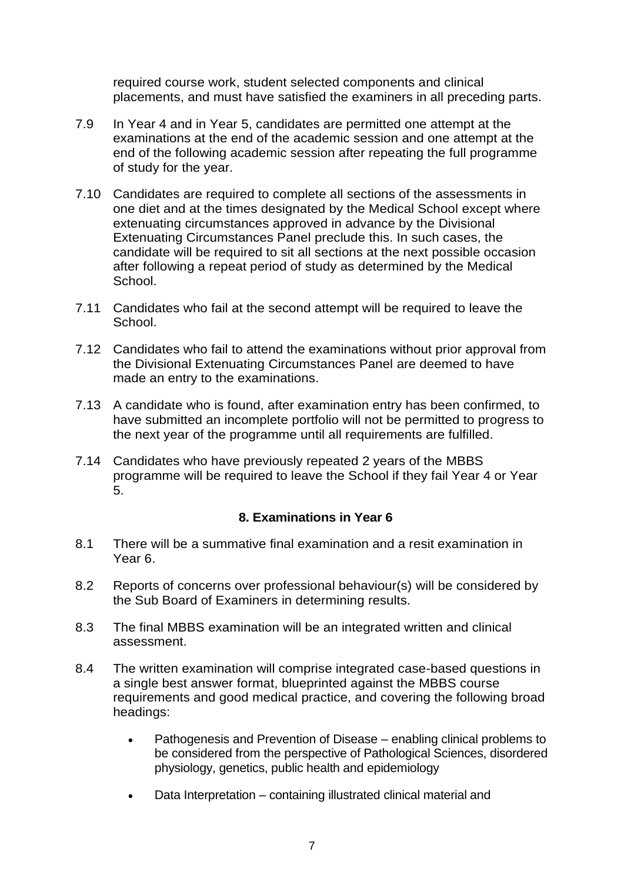required course work, student selected components and clinical placements, and must have satisfied the examiners in all preceding parts.

7.9 In Year 4 and in Year 5, candidates are permitted one attempt at the examinations at the end of the academic session and one attempt at the end of the following academic session after repeating the full programme of study for the year.

7.10 Candidates are required to complete all sections of the assessments in one diet and at the times designated by the Medical School except where extenuating circumstances approved in advance by the Divisional Extenuating Circumstances Panel preclude this. In such cases, the candidate will be required to sit all sections at the next possible occasion after following a repeat period of study as determined by the Medical School.

7.11 Candidates who fail at the second attempt will be required to leave the School.

7.12 Candidates who fail to attend the examinations without prior approval from the Divisional Extenuating Circumstances Panel are deemed to have made an entry to the examinations.

7.13 A candidate who is found, after examination entry has been confirmed, to have submitted an incomplete portfolio will not be permitted to progress to the next year of the programme until all requirements are fulfilled.

7.14 Candidates who have previously repeated 2 years of the MBBS programme will be required to leave the School if they fail Year 4 or Year 5.

## 8. Examinations in Year 6

8.1 There will be a summative final examination and a resit examination in Year 6.

8.2 Reports of concerns over professional behaviour(s) will be considered by the Sub Board of Examiners in determining results.

8.3 The final MBBS examination will be an integrated written and clinical assessment.

8.4 The written examination will comprise integrated case-based questions in a single best answer format, blueprinted against the MBBS course requirements and good medical practice, and covering the following broad headings:

- Pathogenesis and Prevention of Disease – enabling clinical problems to be considered from the perspective of Pathological Sciences, disordered physiology, genetics, public health and epidemiology
- Data Interpretation – containing illustrated clinical material and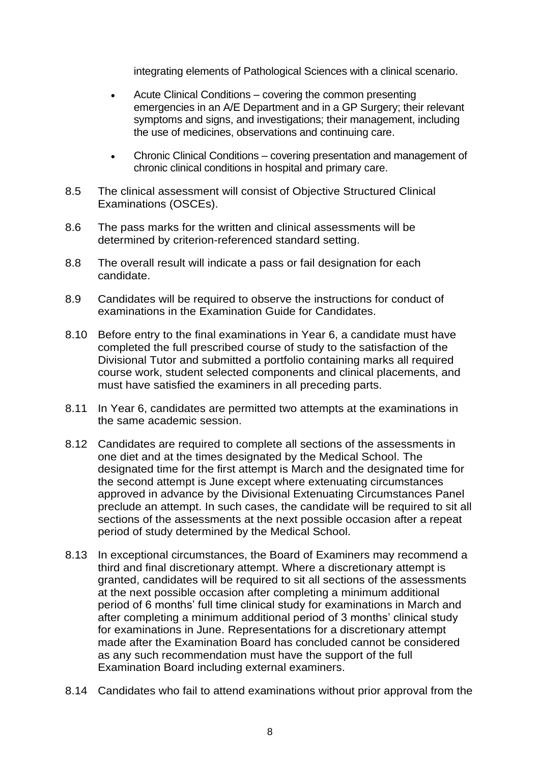integrating elements of Pathological Sciences with a clinical scenario.

- Acute Clinical Conditions – covering the common presenting emergencies in an A/E Department and in a GP Surgery; their relevant symptoms and signs, and investigations; their management, including the use of medicines, observations and continuing care.
- Chronic Clinical Conditions – covering presentation and management of chronic clinical conditions in hospital and primary care.

8.5 The clinical assessment will consist of Objective Structured Clinical Examinations (OSCEs).

8.6 The pass marks for the written and clinical assessments will be determined by criterion-referenced standard setting.

8.8 The overall result will indicate a pass or fail designation for each candidate.

8.9 Candidates will be required to observe the instructions for conduct of examinations in the Examination Guide for Candidates.

8.10 Before entry to the final examinations in Year 6, a candidate must have completed the full prescribed course of study to the satisfaction of the Divisional Tutor and submitted a portfolio containing marks all required course work, student selected components and clinical placements, and must have satisfied the examiners in all preceding parts.

8.11 In Year 6, candidates are permitted two attempts at the examinations in the same academic session.

8.12 Candidates are required to complete all sections of the assessments in one diet and at the times designated by the Medical School. The designated time for the first attempt is March and the designated time for the second attempt is June except where extenuating circumstances approved in advance by the Divisional Extenuating Circumstances Panel preclude an attempt. In such cases, the candidate will be required to sit all sections of the assessments at the next possible occasion after a repeat period of study determined by the Medical School.

8.13 In exceptional circumstances, the Board of Examiners may recommend a third and final discretionary attempt. Where a discretionary attempt is granted, candidates will be required to sit all sections of the assessments at the next possible occasion after completing a minimum additional period of 6 months' full time clinical study for examinations in March and after completing a minimum additional period of 3 months' clinical study for examinations in June. Representations for a discretionary attempt made after the Examination Board has concluded cannot be considered as any such recommendation must have the support of the full Examination Board including external examiners.

8.14 Candidates who fail to attend examinations without prior approval from the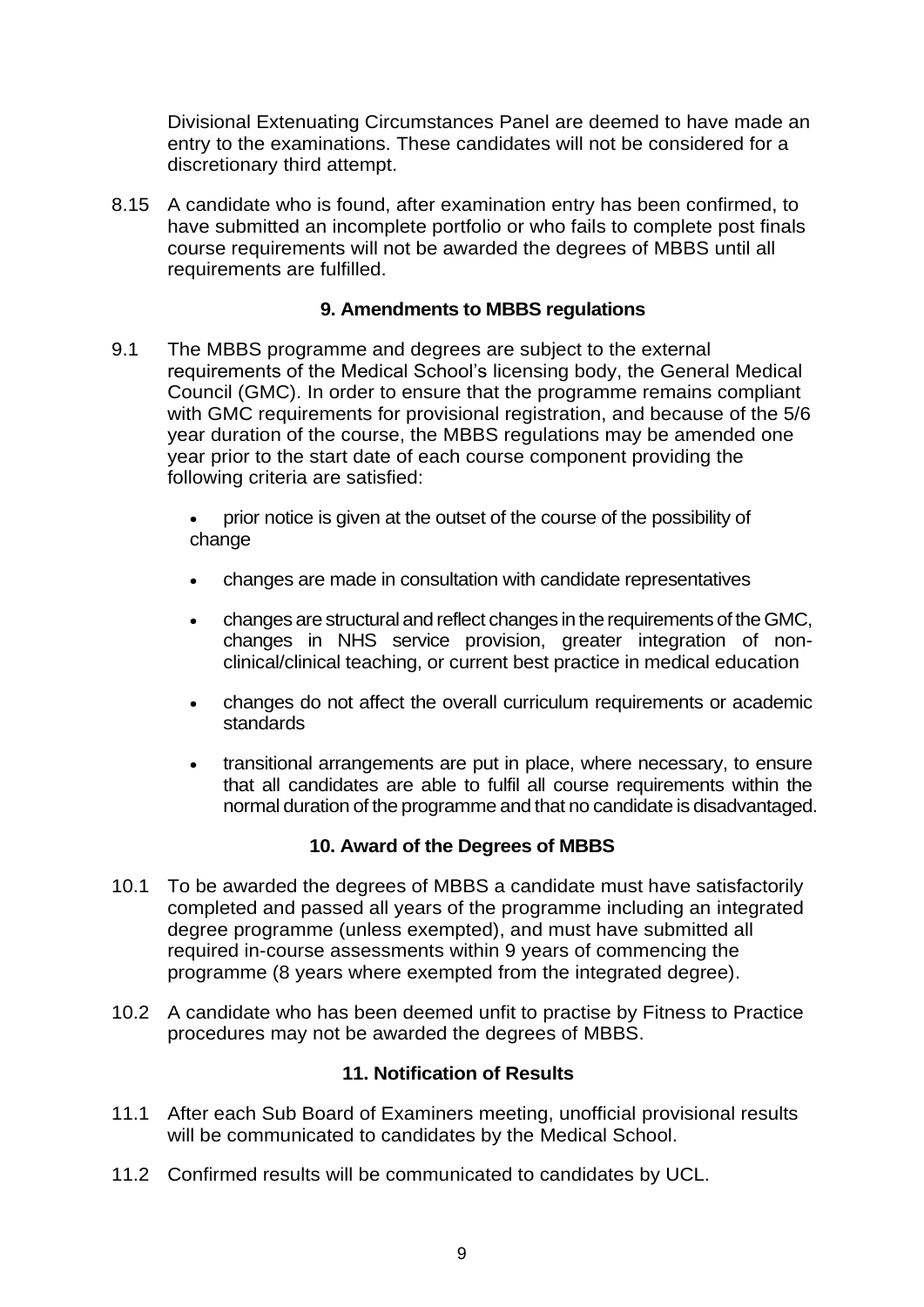Divisional Extenuating Circumstances Panel are deemed to have made an entry to the examinations. These candidates will not be considered for a discretionary third attempt.

8.15 A candidate who is found, after examination entry has been confirmed, to have submitted an incomplete portfolio or who fails to complete post finals course requirements will not be awarded the degrees of MBBS until all requirements are fulfilled.

## 9. Amendments to MBBS regulations

9.1 The MBBS programme and degrees are subject to the external requirements of the Medical School's licensing body, the General Medical Council (GMC). In order to ensure that the programme remains compliant with GMC requirements for provisional registration, and because of the 5/6 year duration of the course, the MBBS regulations may be amended one year prior to the start date of each course component providing the following criteria are satisfied:

- prior notice is given at the outset of the course of the possibility of change
- changes are made in consultation with candidate representatives
- changes are structural and reflect changes in the requirements of the GMC, changes in NHS service provision, greater integration of non-clinical/clinical teaching, or current best practice in medical education
- changes do not affect the overall curriculum requirements or academic standards
- transitional arrangements are put in place, where necessary, to ensure that all candidates are able to fulfil all course requirements within the normal duration of the programme and that no candidate is disadvantaged.

## 10. Award of the Degrees of MBBS

10.1 To be awarded the degrees of MBBS a candidate must have satisfactorily completed and passed all years of the programme including an integrated degree programme (unless exempted), and must have submitted all required in-course assessments within 9 years of commencing the programme (8 years where exempted from the integrated degree).

10.2 A candidate who has been deemed unfit to practise by Fitness to Practice procedures may not be awarded the degrees of MBBS.

## 11. Notification of Results

11.1 After each Sub Board of Examiners meeting, unofficial provisional results will be communicated to candidates by the Medical School.

11.2 Confirmed results will be communicated to candidates by UCL.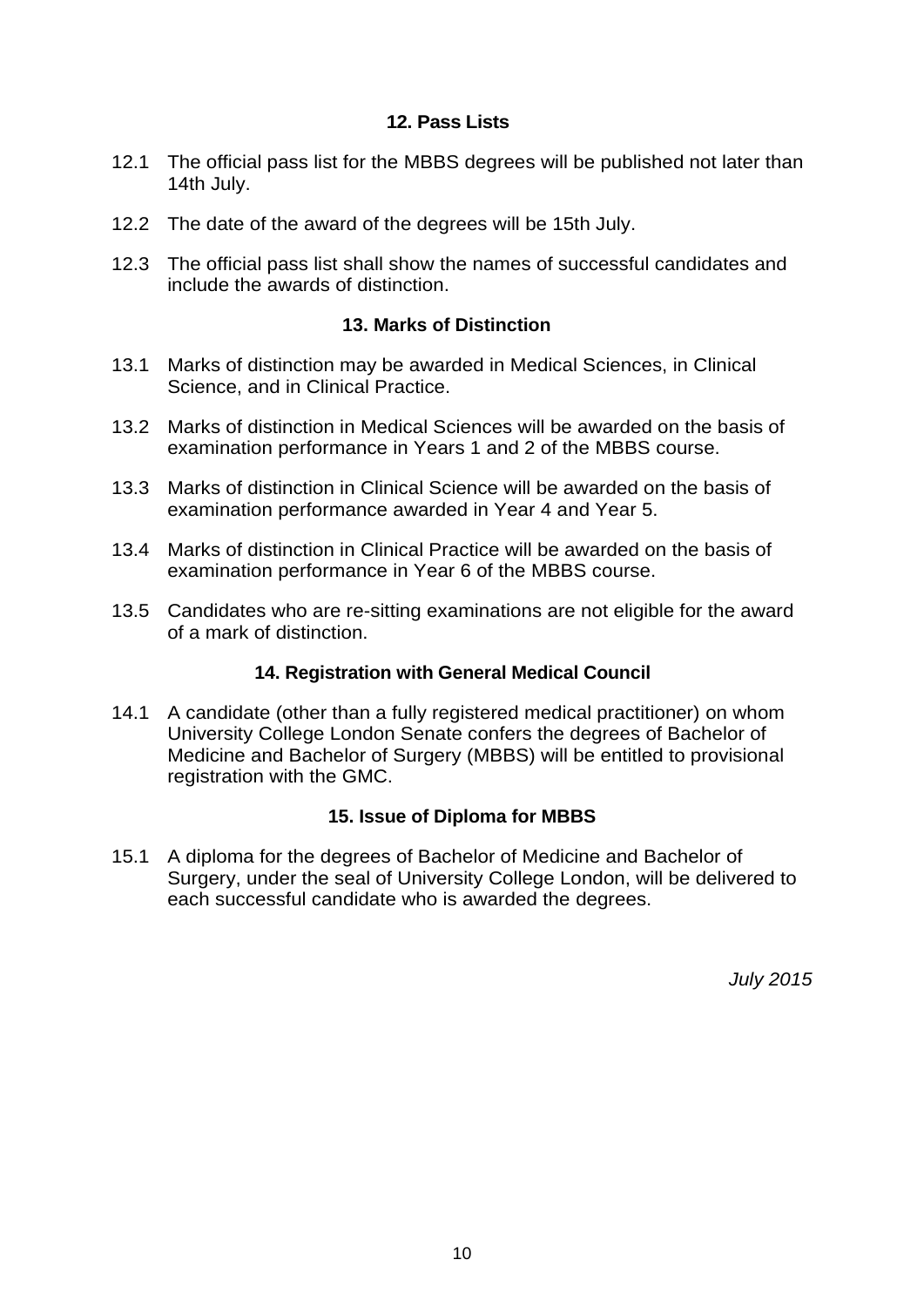## 12. Pass Lists

12.1 The official pass list for the MBBS degrees will be published not later than 14th July.

12.2 The date of the award of the degrees will be 15th July.

12.3 The official pass list shall show the names of successful candidates and include the awards of distinction.

## 13. Marks of Distinction

13.1 Marks of distinction may be awarded in Medical Sciences, in Clinical Science, and in Clinical Practice.

13.2 Marks of distinction in Medical Sciences will be awarded on the basis of examination performance in Years 1 and 2 of the MBBS course.

13.3 Marks of distinction in Clinical Science will be awarded on the basis of examination performance awarded in Year 4 and Year 5.

13.4 Marks of distinction in Clinical Practice will be awarded on the basis of examination performance in Year 6 of the MBBS course.

13.5 Candidates who are re-sitting examinations are not eligible for the award of a mark of distinction.

## 14. Registration with General Medical Council

14.1 A candidate (other than a fully registered medical practitioner) on whom University College London Senate confers the degrees of Bachelor of Medicine and Bachelor of Surgery (MBBS) will be entitled to provisional registration with the GMC.

## 15. Issue of Diploma for MBBS

15.1 A diploma for the degrees of Bachelor of Medicine and Bachelor of Surgery, under the seal of University College London, will be delivered to each successful candidate who is awarded the degrees.

*July 2015*